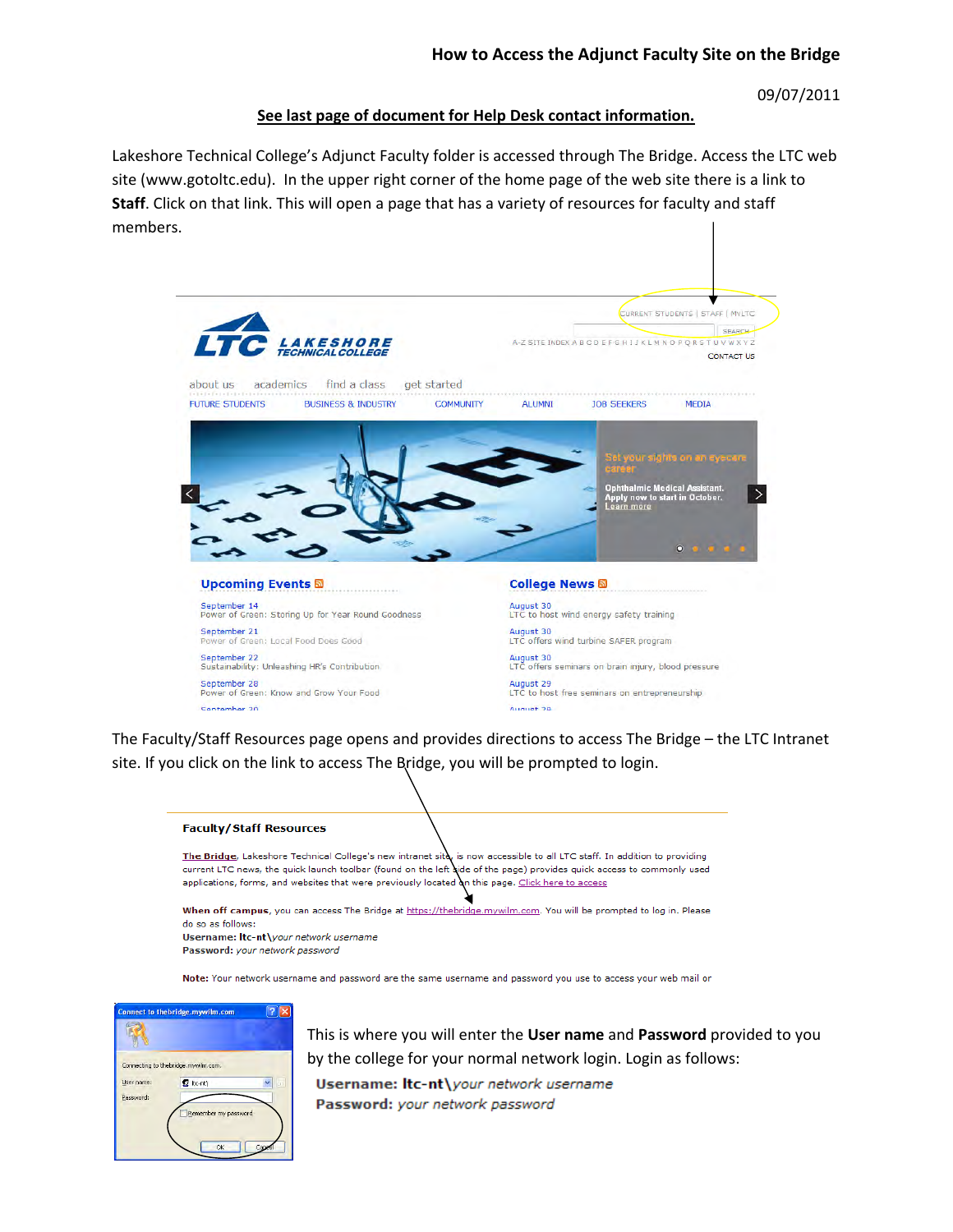# How to Access the Adjunct Faculty Site on the Bridge

09/07/2011

**See last page of document for Help Desk contact information.**

Lakeshore Technical College's Adjunct Faculty folder is accessed through The Bridge. Access the LTC web site (www.gotoltc.edu). In the upper right corner of the home page of the web site there is a link to **Staff**. Click on that link. This will open a page that has a variety of resources for faculty and staff members.

The Faculty/Staff Resources page opens and provides directions to access The Bridge – the LTC Intranet site. If you click on the link to access The Bridge, you will be prompted to login.

This is where you will enter the **User name** and **Password** provided to you by the college for your normal network login. Login as follows:

**Username: ltc-nt\\***your network username*
**Password:** *your network password*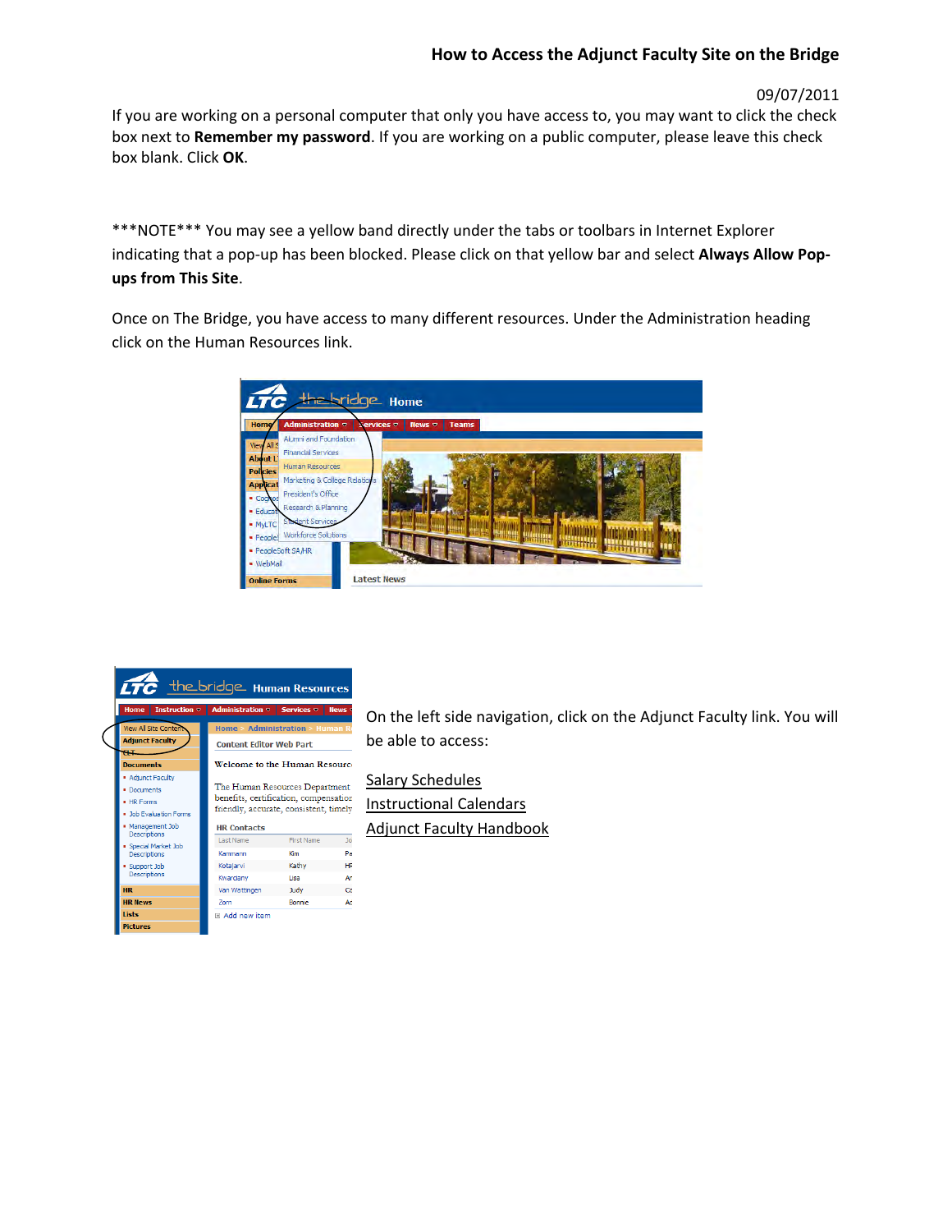If you are working on a personal computer that only you have access to, you may want to click the check box next to **Remember my password**. If you are working on a public computer, please leave this check box blank. Click **OK**.

***NOTE*** You may see a yellow band directly under the tabs or toolbars in Internet Explorer indicating that a pop-up has been blocked. Please click on that yellow bar and select **Always Allow Pop-ups from This Site**.

Once on The Bridge, you have access to many different resources. Under the Administration heading click on the Human Resources link.

On the left side navigation, click on the Adjunct Faculty link. You will be able to access:

Salary Schedules

Instructional Calendars

Adjunct Faculty Handbook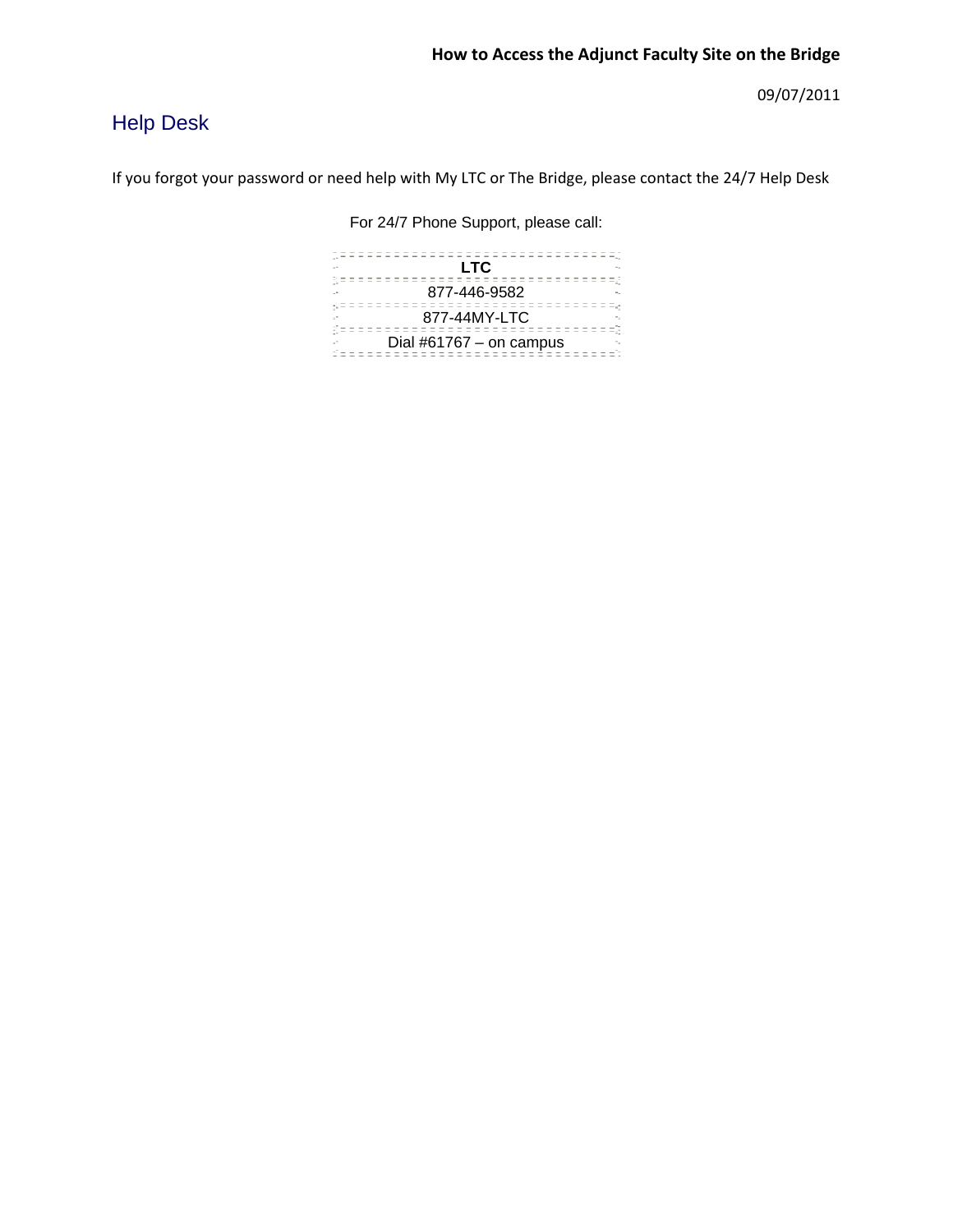## Help Desk

If you forgot your password or need help with My LTC or The Bridge, please contact the 24/7 Help Desk

For 24/7 Phone Support, please call:

| LTC |
|---|
| 877-446-9582 |
| 877-44MY-LTC |
| Dial #61767 – on campus |